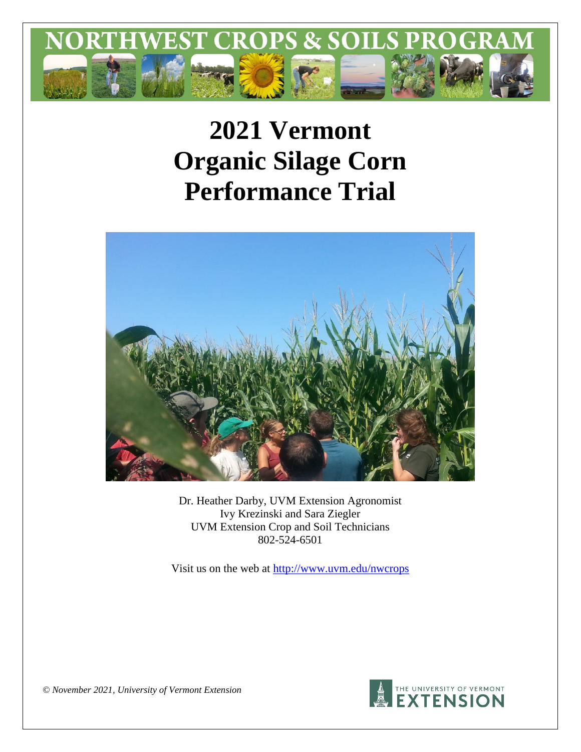# NORTHWEST CROPS & SOILS PROGRAM

# 2021 Vermont Organic Silage Corn Performance Trial

Dr. Heather Darby, UVM Extension Agronomist
Ivy Krezinski and Sara Ziegler
UVM Extension Crop and Soil Technicians
802-524-6501

Visit us on the web at http://www.uvm.edu/nwcrops

*© November 2021, University of Vermont Extension*

THE UNIVERSITY OF VERMONT EXTENSION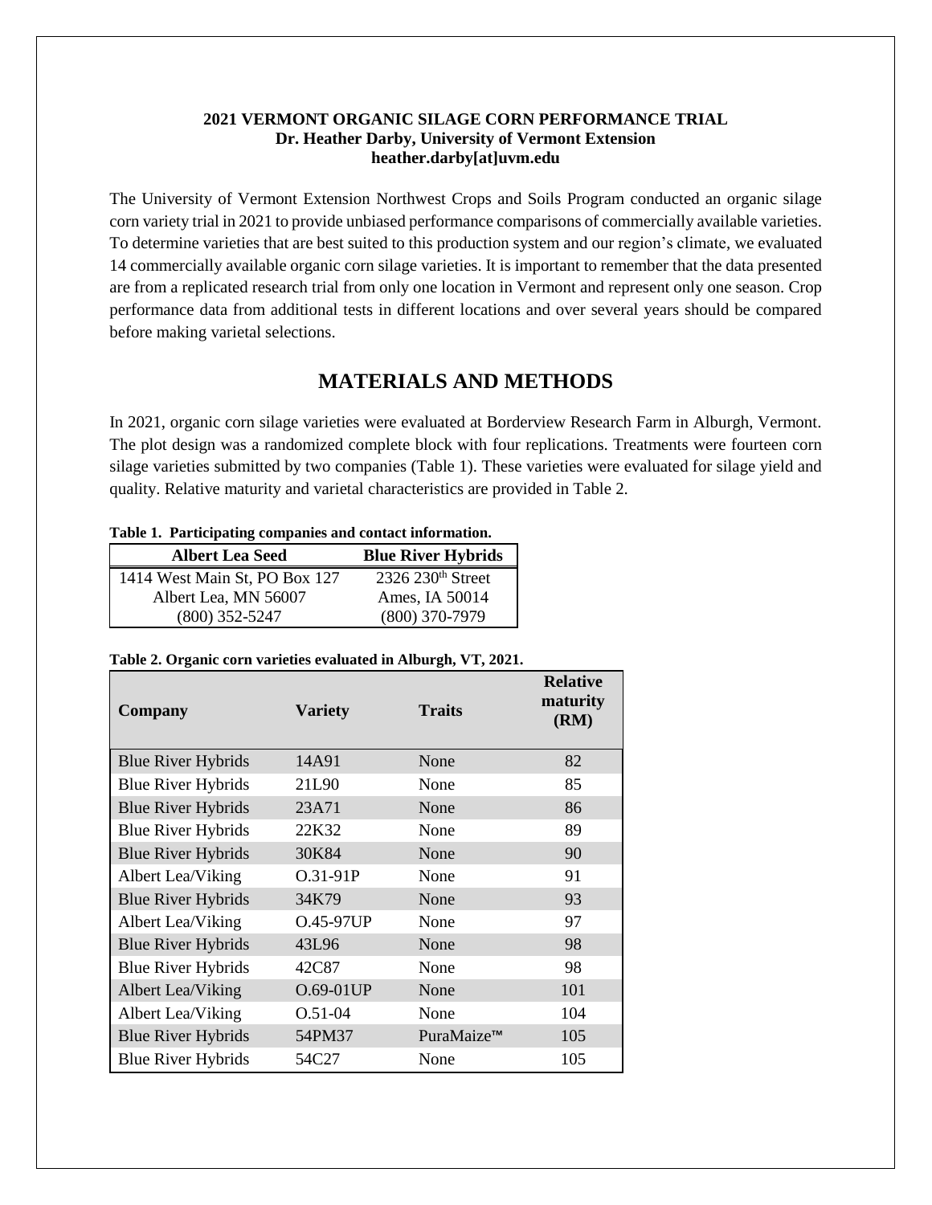**2021 VERMONT ORGANIC SILAGE CORN PERFORMANCE TRIAL**
**Dr. Heather Darby, University of Vermont Extension**
**heather.darby[at]uvm.edu**

The University of Vermont Extension Northwest Crops and Soils Program conducted an organic silage corn variety trial in 2021 to provide unbiased performance comparisons of commercially available varieties. To determine varieties that are best suited to this production system and our region's climate, we evaluated 14 commercially available organic corn silage varieties. It is important to remember that the data presented are from a replicated research trial from only one location in Vermont and represent only one season. Crop performance data from additional tests in different locations and over several years should be compared before making varietal selections.

# MATERIALS AND METHODS

In 2021, organic corn silage varieties were evaluated at Borderview Research Farm in Alburgh, Vermont. The plot design was a randomized complete block with four replications. Treatments were fourteen corn silage varieties submitted by two companies (Table 1). These varieties were evaluated for silage yield and quality. Relative maturity and varietal characteristics are provided in Table 2.

**Table 1. Participating companies and contact information.**

| Albert Lea Seed | Blue River Hybrids |
|---|---|
| 1414 West Main St, PO Box 127 | 2326 230th Street |
| Albert Lea, MN 56007 | Ames, IA 50014 |
| (800) 352-5247 | (800) 370-7979 |

**Table 2. Organic corn varieties evaluated in Alburgh, VT, 2021.**

| Company | Variety | Traits | Relative maturity (RM) |
|---|---|---|---|
| Blue River Hybrids | 14A91 | None | 82 |
| Blue River Hybrids | 21L90 | None | 85 |
| Blue River Hybrids | 23A71 | None | 86 |
| Blue River Hybrids | 22K32 | None | 89 |
| Blue River Hybrids | 30K84 | None | 90 |
| Albert Lea/Viking | O.31-91P | None | 91 |
| Blue River Hybrids | 34K79 | None | 93 |
| Albert Lea/Viking | O.45-97UP | None | 97 |
| Blue River Hybrids | 43L96 | None | 98 |
| Blue River Hybrids | 42C87 | None | 98 |
| Albert Lea/Viking | O.69-01UP | None | 101 |
| Albert Lea/Viking | O.51-04 | None | 104 |
| Blue River Hybrids | 54PM37 | PuraMaize™ | 105 |
| Blue River Hybrids | 54C27 | None | 105 |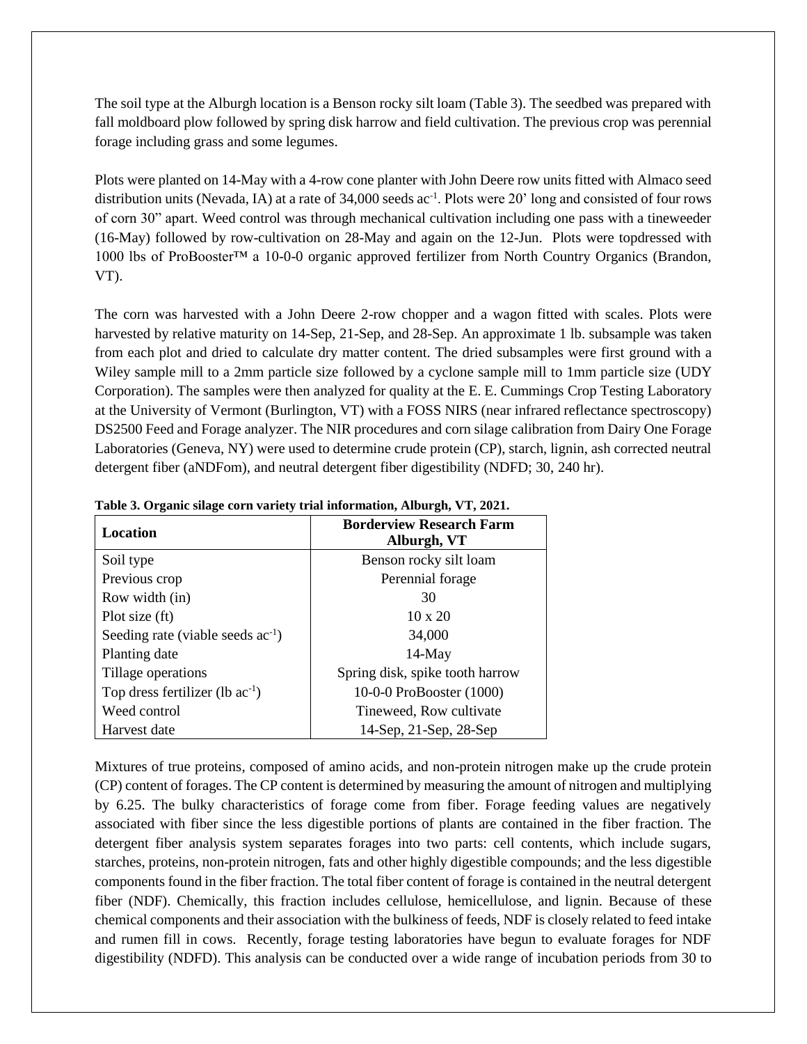The soil type at the Alburgh location is a Benson rocky silt loam (Table 3). The seedbed was prepared with fall moldboard plow followed by spring disk harrow and field cultivation. The previous crop was perennial forage including grass and some legumes.

Plots were planted on 14-May with a 4-row cone planter with John Deere row units fitted with Almaco seed distribution units (Nevada, IA) at a rate of 34,000 seeds $ac^{-1}$. Plots were 20' long and consisted of four rows of corn 30" apart. Weed control was through mechanical cultivation including one pass with a tineweeder (16-May) followed by row-cultivation on 28-May and again on the 12-Jun. Plots were topdressed with 1000 lbs of ProBooster™ a 10-0-0 organic approved fertilizer from North Country Organics (Brandon, VT).

The corn was harvested with a John Deere 2-row chopper and a wagon fitted with scales. Plots were harvested by relative maturity on 14-Sep, 21-Sep, and 28-Sep. An approximate 1 lb. subsample was taken from each plot and dried to calculate dry matter content. The dried subsamples were first ground with a Wiley sample mill to a 2mm particle size followed by a cyclone sample mill to 1mm particle size (UDY Corporation). The samples were then analyzed for quality at the E. E. Cummings Crop Testing Laboratory at the University of Vermont (Burlington, VT) with a FOSS NIRS (near infrared reflectance spectroscopy) DS2500 Feed and Forage analyzer. The NIR procedures and corn silage calibration from Dairy One Forage Laboratories (Geneva, NY) were used to determine crude protein (CP), starch, lignin, ash corrected neutral detergent fiber (aNDFom), and neutral detergent fiber digestibility (NDFD; 30, 240 hr).

**Table 3. Organic silage corn variety trial information, Alburgh, VT, 2021.**

| Location | Borderview Research Farm Alburgh, VT |
|---|---|
| Soil type | Benson rocky silt loam |
| Previous crop | Perennial forage |
| Row width (in) | 30 |
| Plot size (ft) | 10 x 20 |
| Seeding rate (viable seeds $ac^{-1}$) | 34,000 |
| Planting date | 14-May |
| Tillage operations | Spring disk, spike tooth harrow |
| Top dress fertilizer (lb $ac^{-1}$) | 10-0-0 ProBooster (1000) |
| Weed control | Tineweed, Row cultivate |
| Harvest date | 14-Sep, 21-Sep, 28-Sep |

Mixtures of true proteins, composed of amino acids, and non-protein nitrogen make up the crude protein (CP) content of forages. The CP content is determined by measuring the amount of nitrogen and multiplying by 6.25. The bulky characteristics of forage come from fiber. Forage feeding values are negatively associated with fiber since the less digestible portions of plants are contained in the fiber fraction. The detergent fiber analysis system separates forages into two parts: cell contents, which include sugars, starches, proteins, non-protein nitrogen, fats and other highly digestible compounds; and the less digestible components found in the fiber fraction. The total fiber content of forage is contained in the neutral detergent fiber (NDF). Chemically, this fraction includes cellulose, hemicellulose, and lignin. Because of these chemical components and their association with the bulkiness of feeds, NDF is closely related to feed intake and rumen fill in cows. Recently, forage testing laboratories have begun to evaluate forages for NDF digestibility (NDFD). This analysis can be conducted over a wide range of incubation periods from 30 to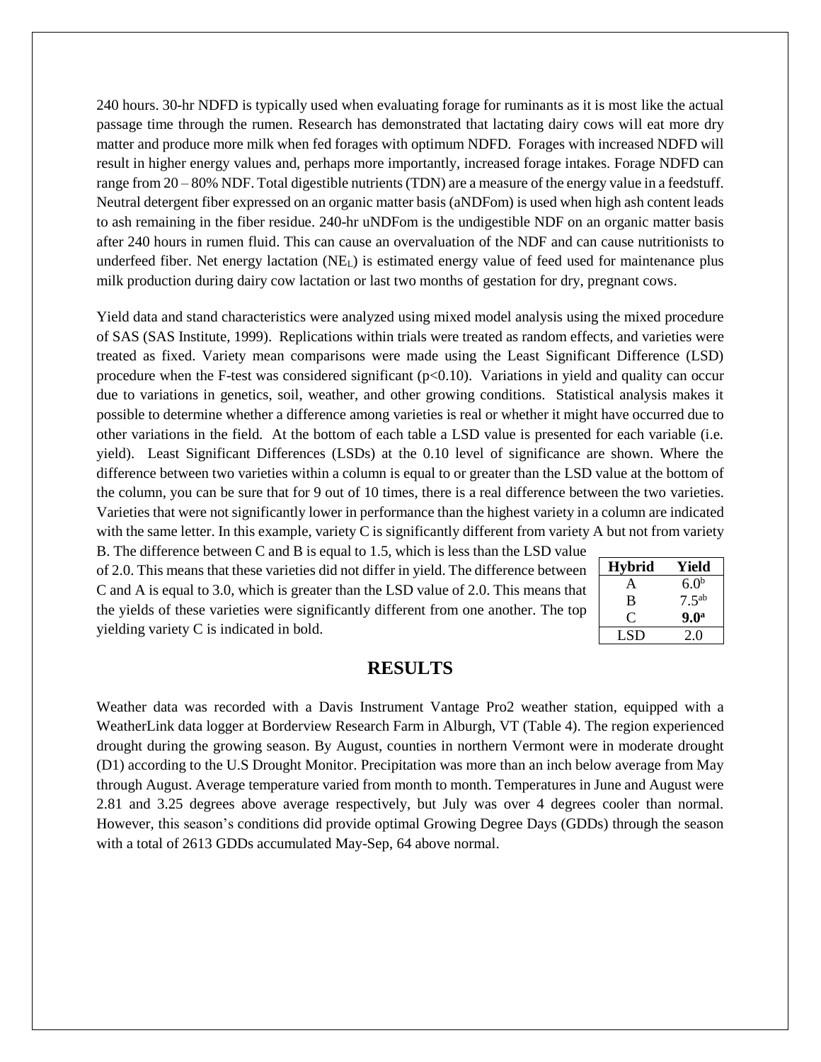240 hours. 30-hr NDFD is typically used when evaluating forage for ruminants as it is most like the actual passage time through the rumen. Research has demonstrated that lactating dairy cows will eat more dry matter and produce more milk when fed forages with optimum NDFD. Forages with increased NDFD will result in higher energy values and, perhaps more importantly, increased forage intakes. Forage NDFD can range from 20 – 80% NDF. Total digestible nutrients (TDN) are a measure of the energy value in a feedstuff. Neutral detergent fiber expressed on an organic matter basis (aNDFom) is used when high ash content leads to ash remaining in the fiber residue. 240-hr uNDFom is the undigestible NDF on an organic matter basis after 240 hours in rumen fluid. This can cause an overvaluation of the NDF and can cause nutritionists to underfeed fiber. Net energy lactation ($NE_L$) is estimated energy value of feed used for maintenance plus milk production during dairy cow lactation or last two months of gestation for dry, pregnant cows.

Yield data and stand characteristics were analyzed using mixed model analysis using the mixed procedure of SAS (SAS Institute, 1999). Replications within trials were treated as random effects, and varieties were treated as fixed. Variety mean comparisons were made using the Least Significant Difference (LSD) procedure when the F-test was considered significant ($p<0.10$). Variations in yield and quality can occur due to variations in genetics, soil, weather, and other growing conditions. Statistical analysis makes it possible to determine whether a difference among varieties is real or whether it might have occurred due to other variations in the field. At the bottom of each table a LSD value is presented for each variable (i.e. yield). Least Significant Differences (LSDs) at the 0.10 level of significance are shown. Where the difference between two varieties within a column is equal to or greater than the LSD value at the bottom of the column, you can be sure that for 9 out of 10 times, there is a real difference between the two varieties. Varieties that were not significantly lower in performance than the highest variety in a column are indicated with the same letter. In this example, variety C is significantly different from variety A but not from variety B. The difference between C and B is equal to 1.5, which is less than the LSD value of 2.0. This means that these varieties did not differ in yield. The difference between C and A is equal to 3.0, which is greater than the LSD value of 2.0. This means that the yields of these varieties were significantly different from one another. The top yielding variety C is indicated in bold.

| Hybrid | Yield |
|---|---|
| A | 6.0[b] |
| B | 7.5[ab] |
| C | **9.0[a]** |
| LSD | 2.0 |

## RESULTS

Weather data was recorded with a Davis Instrument Vantage Pro2 weather station, equipped with a WeatherLink data logger at Borderview Research Farm in Alburgh, VT (Table 4). The region experienced drought during the growing season. By August, counties in northern Vermont were in moderate drought (D1) according to the U.S Drought Monitor. Precipitation was more than an inch below average from May through August. Average temperature varied from month to month. Temperatures in June and August were 2.81 and 3.25 degrees above average respectively, but July was over 4 degrees cooler than normal. However, this season's conditions did provide optimal Growing Degree Days (GDDs) through the season with a total of 2613 GDDs accumulated May-Sep, 64 above normal.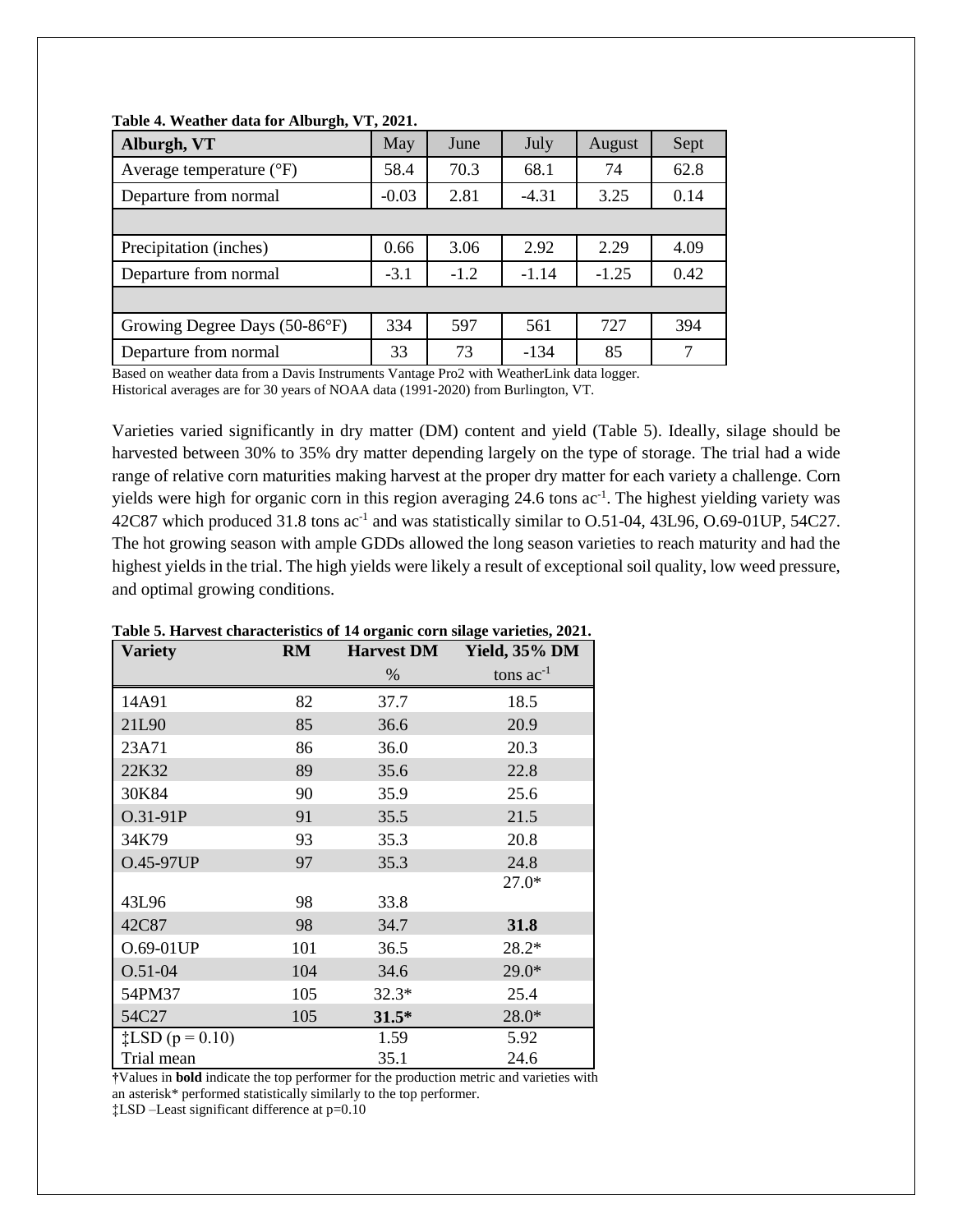**Table 4. Weather data for Alburgh, VT, 2021.**

| Alburgh, VT | May | June | July | August | Sept |
|---|---|---|---|---|---|
| Average temperature (°F) | 58.4 | 70.3 | 68.1 | 74 | 62.8 |
| Departure from normal | -0.03 | 2.81 | -4.31 | 3.25 | 0.14 |
| | | | | | |
| Precipitation (inches) | 0.66 | 3.06 | 2.92 | 2.29 | 4.09 |
| Departure from normal | -3.1 | -1.2 | -1.14 | -1.25 | 0.42 |
| | | | | | |
| Growing Degree Days (50-86°F) | 334 | 597 | 561 | 727 | 394 |
| Departure from normal | 33 | 73 | -134 | 85 | 7 |

Based on weather data from a Davis Instruments Vantage Pro2 with WeatherLink data logger.
Historical averages are for 30 years of NOAA data (1991-2020) from Burlington, VT.

Varieties varied significantly in dry matter (DM) content and yield (Table 5). Ideally, silage should be harvested between 30% to 35% dry matter depending largely on the type of storage. The trial had a wide range of relative corn maturities making harvest at the proper dry matter for each variety a challenge. Corn yields were high for organic corn in this region averaging 24.6 tons ac$^{-1}$. The highest yielding variety was 42C87 which produced 31.8 tons ac$^{-1}$ and was statistically similar to O.51-04, 43L96, O.69-01UP, 54C27. The hot growing season with ample GDDs allowed the long season varieties to reach maturity and had the highest yields in the trial. The high yields were likely a result of exceptional soil quality, low weed pressure, and optimal growing conditions.

**Table 5. Harvest characteristics of 14 organic corn silage varieties, 2021.**

| Variety | RM | Harvest DM | Yield, 35% DM |
|---|---|---|---|
| | | % | tons ac$^{-1}$ |
| 14A91 | 82 | 37.7 | 18.5 |
| 21L90 | 85 | 36.6 | 20.9 |
| 23A71 | 86 | 36.0 | 20.3 |
| 22K32 | 89 | 35.6 | 22.8 |
| 30K84 | 90 | 35.9 | 25.6 |
| O.31-91P | 91 | 35.5 | 21.5 |
| 34K79 | 93 | 35.3 | 20.8 |
| O.45-97UP | 97 | 35.3 | 24.8 |
| 43L96 | 98 | 33.8 | 27.0* |
| 42C87 | 98 | 34.7 | **31.8** |
| O.69-01UP | 101 | 36.5 | 28.2* |
| O.51-04 | 104 | 34.6 | 29.0* |
| 54PM37 | 105 | 32.3* | 25.4 |
| 54C27 | 105 | **31.5*** | 28.0* |
| ‡LSD (p = 0.10) | | 1.59 | 5.92 |
| Trial mean | | 35.1 | 24.6 |

†Values in **bold** indicate the top performer for the production metric and varieties with an asterisk* performed statistically similarly to the top performer.
‡LSD –Least significant difference at p=0.10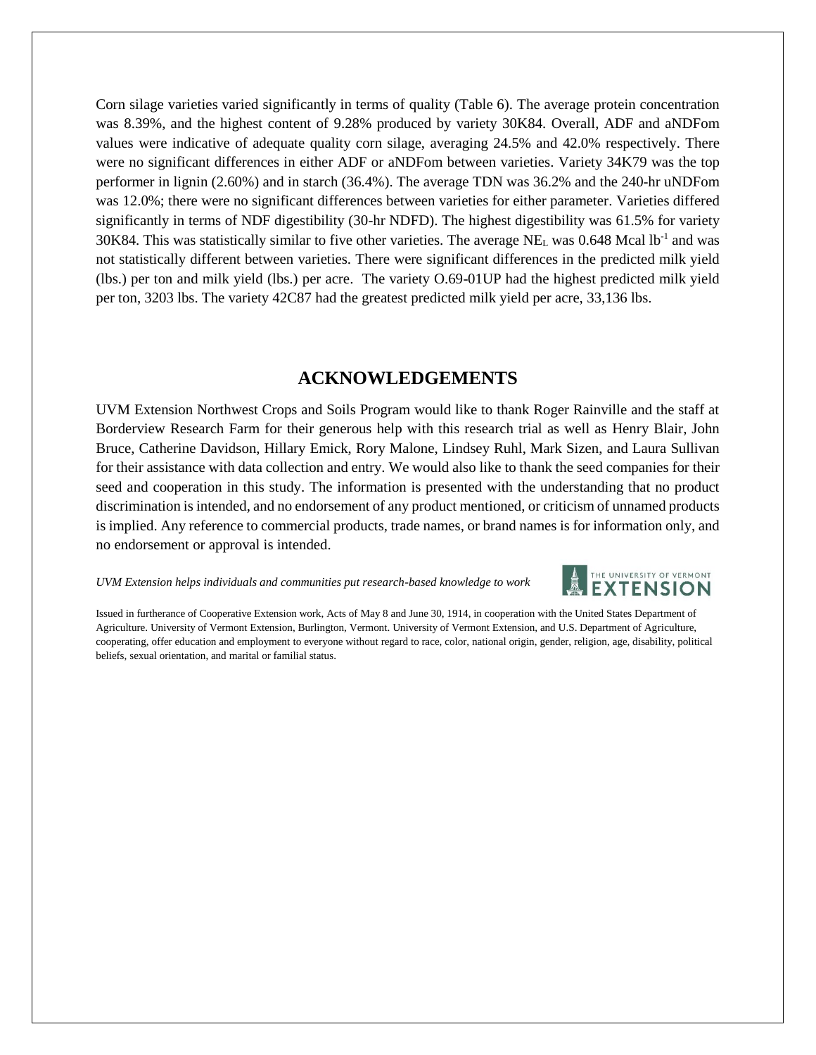Corn silage varieties varied significantly in terms of quality (Table 6). The average protein concentration was 8.39%, and the highest content of 9.28% produced by variety 30K84. Overall, ADF and aNDFom values were indicative of adequate quality corn silage, averaging 24.5% and 42.0% respectively. There were no significant differences in either ADF or aNDFom between varieties. Variety 34K79 was the top performer in lignin (2.60%) and in starch (36.4%). The average TDN was 36.2% and the 240-hr uNDFom was 12.0%; there were no significant differences between varieties for either parameter. Varieties differed significantly in terms of NDF digestibility (30-hr NDFD). The highest digestibility was 61.5% for variety 30K84. This was statistically similar to five other varieties. The average $NE_L$ was 0.648 Mcal $lb^{-1}$ and was not statistically different between varieties. There were significant differences in the predicted milk yield (lbs.) per ton and milk yield (lbs.) per acre. The variety O.69-01UP had the highest predicted milk yield per ton, 3203 lbs. The variety 42C87 had the greatest predicted milk yield per acre, 33,136 lbs.

## ACKNOWLEDGEMENTS

UVM Extension Northwest Crops and Soils Program would like to thank Roger Rainville and the staff at Borderview Research Farm for their generous help with this research trial as well as Henry Blair, John Bruce, Catherine Davidson, Hillary Emick, Rory Malone, Lindsey Ruhl, Mark Sizen, and Laura Sullivan for their assistance with data collection and entry. We would also like to thank the seed companies for their seed and cooperation in this study. The information is presented with the understanding that no product discrimination is intended, and no endorsement of any product mentioned, or criticism of unnamed products is implied. Any reference to commercial products, trade names, or brand names is for information only, and no endorsement or approval is intended.

*UVM Extension helps individuals and communities put research-based knowledge to work*

THE UNIVERSITY OF VERMONT EXTENSION

Issued in furtherance of Cooperative Extension work, Acts of May 8 and June 30, 1914, in cooperation with the United States Department of Agriculture. University of Vermont Extension, Burlington, Vermont. University of Vermont Extension, and U.S. Department of Agriculture, cooperating, offer education and employment to everyone without regard to race, color, national origin, gender, religion, age, disability, political beliefs, sexual orientation, and marital or familial status.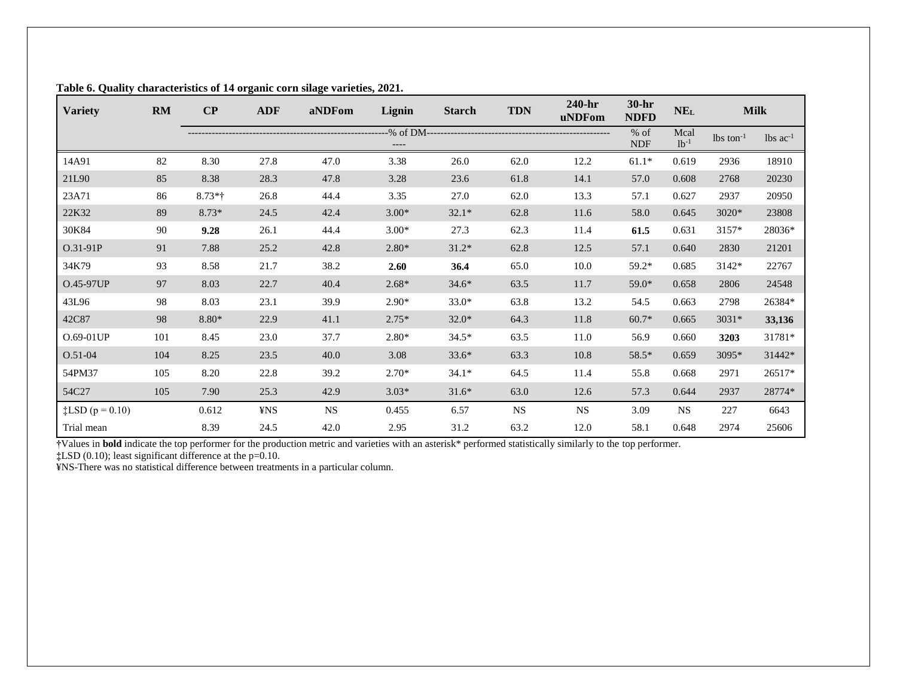**Table 6. Quality characteristics of 14 organic corn silage varieties, 2021.**

| Variety | RM | CP | ADF | aNDFom | Lignin | Starch | TDN | 240-hr uNDFom | 30-hr NDFD | $NE_L$ | Milk | |
|---|---|---|---|---|---|---|---|---|---|---|---|---|
| | | --------% of DM-------- | | | | | | | % of NDF | Mcal $lb^{-1}$ | lbs $ton^{-1}$ | lbs $ac^{-1}$ |
| 14A91 | 82 | 8.30 | 27.8 | 47.0 | 3.38 | 26.0 | 62.0 | 12.2 | 61.1* | 0.619 | 2936 | 18910 |
| 21L90 | 85 | 8.38 | 28.3 | 47.8 | 3.28 | 23.6 | 61.8 | 14.1 | 57.0 | 0.608 | 2768 | 20230 |
| 23A71 | 86 | 8.73*† | 26.8 | 44.4 | 3.35 | 27.0 | 62.0 | 13.3 | 57.1 | 0.627 | 2937 | 20950 |
| 22K32 | 89 | 8.73* | 24.5 | 42.4 | 3.00* | 32.1* | 62.8 | 11.6 | 58.0 | 0.645 | 3020* | 23808 |
| 30K84 | 90 | **9.28** | 26.1 | 44.4 | 3.00* | 27.3 | 62.3 | 11.4 | **61.5** | 0.631 | 3157* | 28036* |
| O.31-91P | 91 | 7.88 | 25.2 | 42.8 | 2.80* | 31.2* | 62.8 | 12.5 | 57.1 | 0.640 | 2830 | 21201 |
| 34K79 | 93 | 8.58 | 21.7 | 38.2 | **2.60** | **36.4** | 65.0 | 10.0 | 59.2* | 0.685 | 3142* | 22767 |
| O.45-97UP | 97 | 8.03 | 22.7 | 40.4 | 2.68* | 34.6* | 63.5 | 11.7 | 59.0* | 0.658 | 2806 | 24548 |
| 43L96 | 98 | 8.03 | 23.1 | 39.9 | 2.90* | 33.0* | 63.8 | 13.2 | 54.5 | 0.663 | 2798 | 26384* |
| 42C87 | 98 | 8.80* | 22.9 | 41.1 | 2.75* | 32.0* | 64.3 | 11.8 | 60.7* | 0.665 | 3031* | **33,136** |
| O.69-01UP | 101 | 8.45 | 23.0 | 37.7 | 2.80* | 34.5* | 63.5 | 11.0 | 56.9 | 0.660 | **3203** | 31781* |
| O.51-04 | 104 | 8.25 | 23.5 | 40.0 | 3.08 | 33.6* | 63.3 | 10.8 | 58.5* | 0.659 | 3095* | 31442* |
| 54PM37 | 105 | 8.20 | 22.8 | 39.2 | 2.70* | 34.1* | 64.5 | 11.4 | 55.8 | 0.668 | 2971 | 26517* |
| 54C27 | 105 | 7.90 | 25.3 | 42.9 | 3.03* | 31.6* | 63.0 | 12.6 | 57.3 | 0.644 | 2937 | 28774* |
| ‡LSD (p = 0.10) | | 0.612 | ¥NS | NS | 0.455 | 6.57 | NS | NS | 3.09 | NS | 227 | 6643 |
| Trial mean | | 8.39 | 24.5 | 42.0 | 2.95 | 31.2 | 63.2 | 12.0 | 58.1 | 0.648 | 2974 | 25606 |

†Values in **bold** indicate the top performer for the production metric and varieties with an asterisk* performed statistically similarly to the top performer.
‡LSD (0.10); least significant difference at the p=0.10.
¥NS-There was no statistical difference between treatments in a particular column.